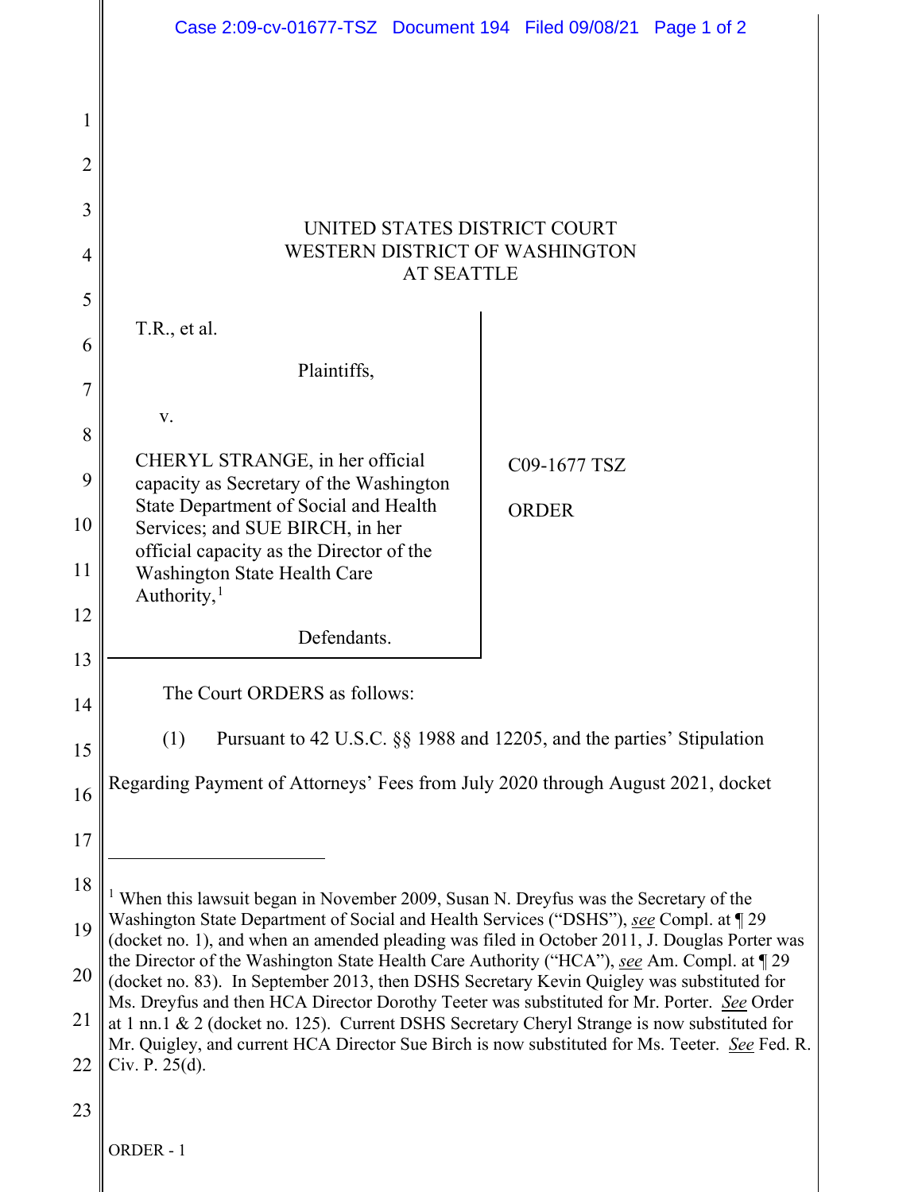UNITED STATES DISTRICT COURT
WESTERN DISTRICT OF WASHINGTON
AT SEATTLE

T.R., et al.

Plaintiffs,

v.

CHERYL STRANGE, in her official capacity as Secretary of the Washington State Department of Social and Health Services; and SUE BIRCH, in her official capacity as the Director of the Washington State Health Care Authority,[1]

Defendants.

C09-1677 TSZ

ORDER

The Court ORDERS as follows:

(1) Pursuant to 42 U.S.C. §§ 1988 and 12205, and the parties' Stipulation Regarding Payment of Attorneys' Fees from July 2020 through August 2021, docket

---

[1] When this lawsuit began in November 2009, Susan N. Dreyfus was the Secretary of the Washington State Department of Social and Health Services ("DSHS"), *see* Compl. at ¶ 29 (docket no. 1), and when an amended pleading was filed in October 2011, J. Douglas Porter was the Director of the Washington State Health Care Authority ("HCA"), *see* Am. Compl. at ¶ 29 (docket no. 83). In September 2013, then DSHS Secretary Kevin Quigley was substituted for Ms. Dreyfus and then HCA Director Dorothy Teeter was substituted for Mr. Porter. *See* Order at 1 nn.1 & 2 (docket no. 125). Current DSHS Secretary Cheryl Strange is now substituted for Mr. Quigley, and current HCA Director Sue Birch is now substituted for Ms. Teeter. *See* Fed. R. Civ. P. 25(d).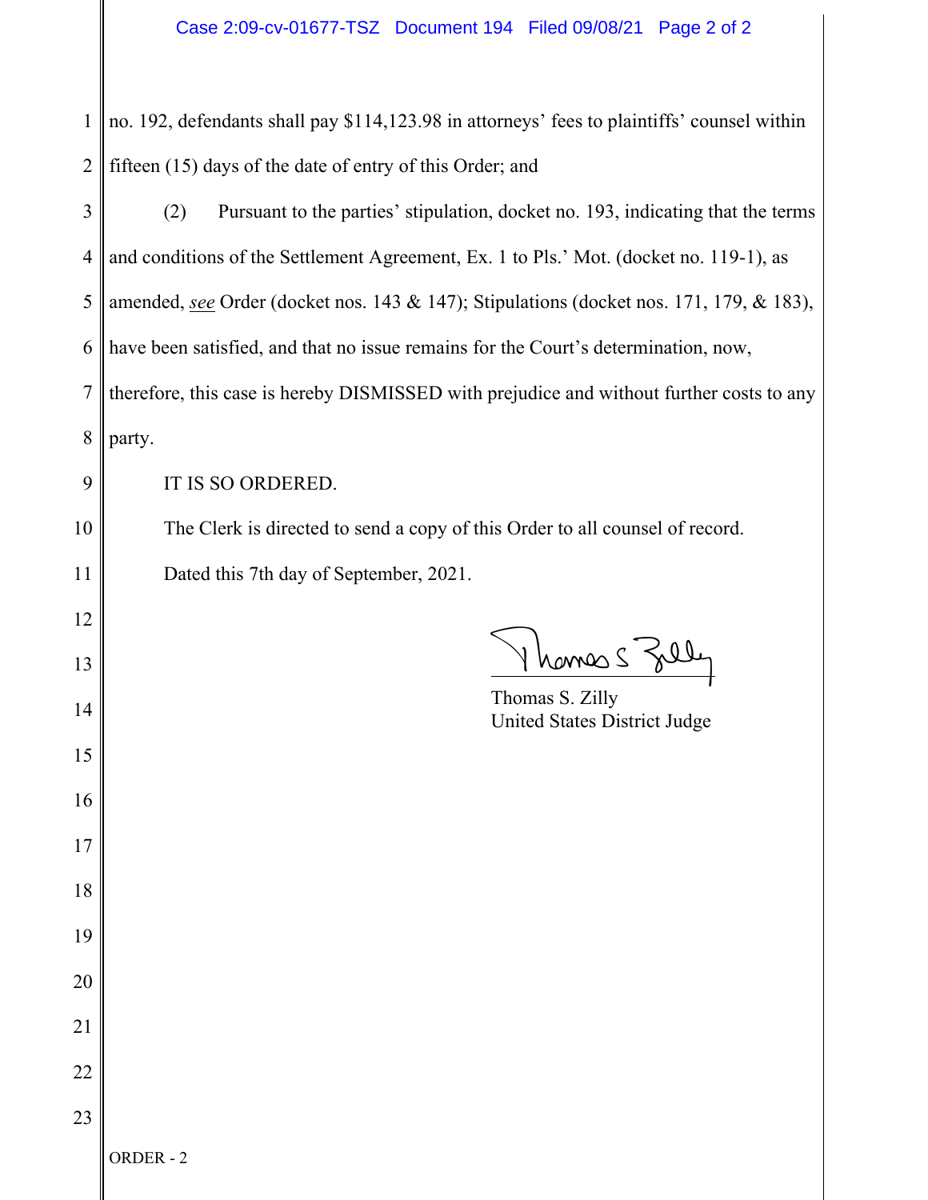no. 192, defendants shall pay $114,123.98 in attorneys' fees to plaintiffs' counsel within fifteen (15) days of the date of entry of this Order; and

(2) Pursuant to the parties' stipulation, docket no. 193, indicating that the terms and conditions of the Settlement Agreement, Ex. 1 to Pls.' Mot. (docket no. 119-1), as amended, *see* Order (docket nos. 143 & 147); Stipulations (docket nos. 171, 179, & 183), have been satisfied, and that no issue remains for the Court's determination, now, therefore, this case is hereby DISMISSED with prejudice and without further costs to any party.

IT IS SO ORDERED.

The Clerk is directed to send a copy of this Order to all counsel of record.

Dated this 7th day of September, 2021.

Thomas S. Zilly
United States District Judge

ORDER - 2